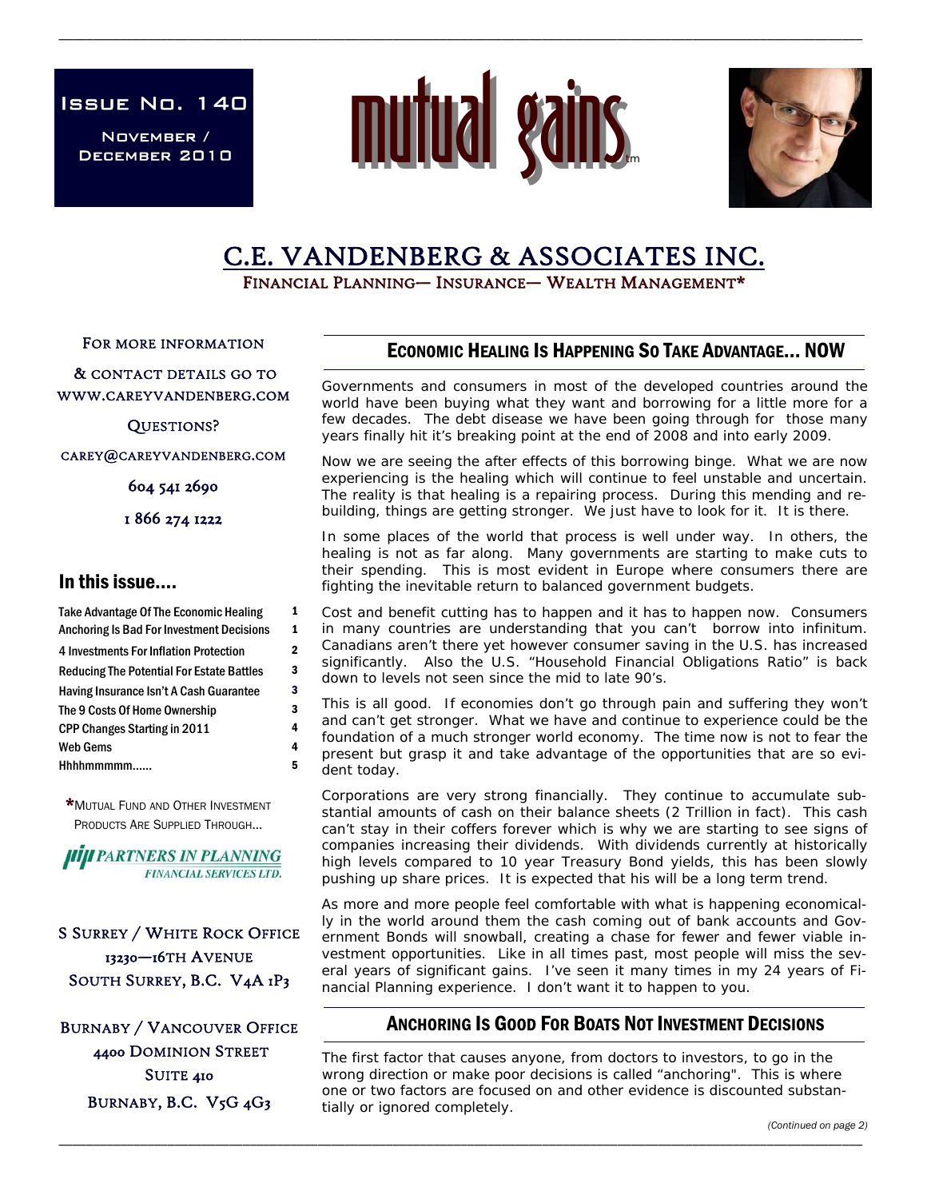Issue No. 140

November / December 2010

# mutual gains™

## C.E. VANDENBERG & ASSOCIATES INC.

FINANCIAL PLANNING— INSURANCE— WEALTH MANAGEMENT*

FOR MORE INFORMATION

& CONTACT DETAILS GO TO WWW.CAREYVANDENBERG.COM

QUESTIONS?

CAREY@CAREYVANDENBERG.COM

604 541 2690

1 866 274 1222

### In this issue....

| | |
|---|---|
| Take Advantage Of The Economic Healing | 1 |
| Anchoring Is Bad For Investment Decisions | 1 |
| 4 Investments For Inflation Protection | 2 |
| Reducing The Potential For Estate Battles | 3 |
| Having Insurance Isn't A Cash Guarantee | 3 |
| The 9 Costs Of Home Ownership | 3 |
| CPP Changes Starting in 2011 | 4 |
| Web Gems | 4 |
| Hhhhmmmmm...... | 5 |

*MUTUAL FUND AND OTHER INVESTMENT PRODUCTS ARE SUPPLIED THROUGH...

PARTNERS IN PLANNING FINANCIAL SERVICES LTD.

S SURREY / WHITE ROCK OFFICE
13230—16TH AVENUE
SOUTH SURREY, B.C. V4A 1P3

BURNABY / VANCOUVER OFFICE
4400 DOMINION STREET
SUITE 410
BURNABY, B.C. V5G 4G3

## ECONOMIC HEALING IS HAPPENING SO TAKE ADVANTAGE... NOW

Governments and consumers in most of the developed countries around the world have been buying what they want and borrowing for a little more for a few decades. The debt disease we have been going through for those many years finally hit it's breaking point at the end of 2008 and into early 2009.

Now we are seeing the after effects of this borrowing binge. What we are now experiencing is the healing which will continue to feel unstable and uncertain. The reality is that healing is a repairing process. During this mending and re-building, things are getting stronger. We just have to look for it. It is there.

In some places of the world that process is well under way. In others, the healing is not as far along. Many governments are starting to make cuts to their spending. This is most evident in Europe where consumers there are fighting the inevitable return to balanced government budgets.

Cost and benefit cutting has to happen and it has to happen now. Consumers in many countries are understanding that you can't borrow into infinitum. Canadians aren't there yet however consumer saving in the U.S. has increased significantly. Also the U.S. "Household Financial Obligations Ratio" is back down to levels not seen since the mid to late 90's.

This is all good. If economies don't go through pain and suffering they won't and can't get stronger. What we have and continue to experience could be the foundation of a much stronger world economy. The time now is not to fear the present but grasp it and take advantage of the opportunities that are so evident today.

Corporations are very strong financially. They continue to accumulate substantial amounts of cash on their balance sheets (2 Trillion in fact). This cash can't stay in their coffers forever which is why we are starting to see signs of companies increasing their dividends. With dividends currently at historically high levels compared to 10 year Treasury Bond yields, this has been slowly pushing up share prices. It is expected that his will be a long term trend.

As more and more people feel comfortable with what is happening economically in the world around them the cash coming out of bank accounts and Government Bonds will snowball, creating a chase for fewer and fewer viable investment opportunities. Like in all times past, most people will miss the several years of significant gains. I've seen it many times in my 24 years of Financial Planning experience. I don't want it to happen to you.

## ANCHORING IS GOOD FOR BOATS NOT INVESTMENT DECISIONS

The first factor that causes anyone, from doctors to investors, to go in the wrong direction or make poor decisions is called "anchoring". This is where one or two factors are focused on and other evidence is discounted substantially or ignored completely.

*(Continued on page 2)*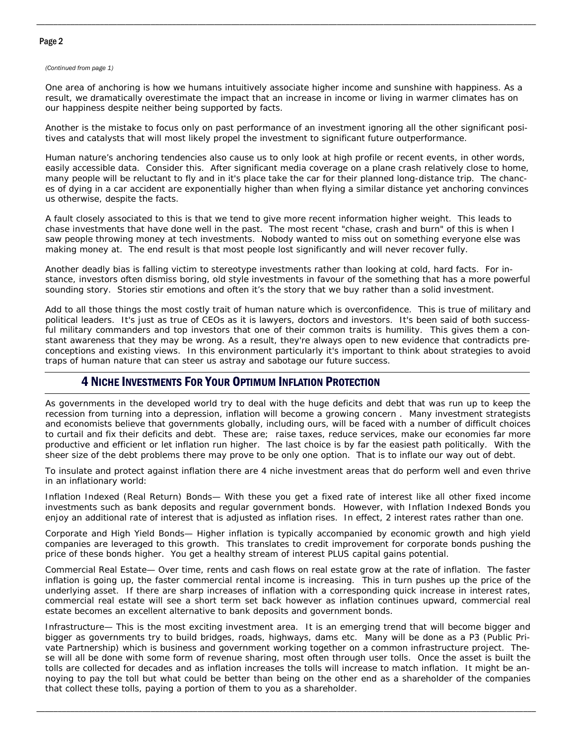*(Continued from page 1)*

One area of anchoring is how we humans intuitively associate higher income and sunshine with happiness. As a result, we dramatically overestimate the impact that an increase in income or living in warmer climates has on our happiness despite neither being supported by facts.

Another is the mistake to focus only on past performance of an investment ignoring all the other significant positives and catalysts that will most likely propel the investment to significant future outperformance.

Human nature's anchoring tendencies also cause us to only look at high profile or recent events, in other words, easily accessible data. Consider this. After significant media coverage on a plane crash relatively close to home, many people will be reluctant to fly and in it's place take the car for their planned long-distance trip. The chances of dying in a car accident are exponentially higher than when flying a similar distance yet anchoring convinces us otherwise, despite the facts.

A fault closely associated to this is that we tend to give more recent information higher weight. This leads to chase investments that have done well in the past. The most recent "chase, crash and burn" of this is when I saw people throwing money at tech investments. Nobody wanted to miss out on something everyone else was making money at. The end result is that most people lost significantly and will never recover fully.

Another deadly bias is falling victim to stereotype investments rather than looking at cold, hard facts. For instance, investors often dismiss boring, old style investments in favour of the something that has a more powerful sounding story. Stories stir emotions and often it's the story that we buy rather than a solid investment.

Add to all those things the most costly trait of human nature which is overconfidence. This is true of military and political leaders. It's just as true of CEOs as it is lawyers, doctors and investors. It's been said of both successful military commanders and top investors that one of their common traits is humility. This gives them a constant awareness that they may be wrong. As a result, they're always open to new evidence that contradicts preconceptions and existing views. In this environment particularly it's important to think about strategies to avoid traps of human nature that can steer us astray and sabotage our future success.

## 4 Niche Investments For Your Optimum Inflation Protection

As governments in the developed world try to deal with the huge deficits and debt that was run up to keep the recession from turning into a depression, inflation will become a growing concern . Many investment strategists and economists believe that governments globally, including ours, will be faced with a number of difficult choices to curtail and fix their deficits and debt. These are; raise taxes, reduce services, make our economies far more productive and efficient or let inflation run higher. The last choice is by far the easiest path politically. With the sheer size of the debt problems there may prove to be only one option. That is to inflate our way out of debt.

To insulate and protect against inflation there are 4 niche investment areas that do perform well and even thrive in an inflationary world:

Inflation Indexed (Real Return) Bonds— With these you get a fixed rate of interest like all other fixed income investments such as bank deposits and regular government bonds. However, with Inflation Indexed Bonds you enjoy an additional rate of interest that is adjusted as inflation rises. In effect, 2 interest rates rather than one.

Corporate and High Yield Bonds— Higher inflation is typically accompanied by economic growth and high yield companies are leveraged to this growth. This translates to credit improvement for corporate bonds pushing the price of these bonds higher. You get a healthy stream of interest PLUS capital gains potential.

Commercial Real Estate— Over time, rents and cash flows on real estate grow at the rate of inflation. The faster inflation is going up, the faster commercial rental income is increasing. This in turn pushes up the price of the underlying asset. If there are sharp increases of inflation with a corresponding quick increase in interest rates, commercial real estate will see a short term set back however as inflation continues upward, commercial real estate becomes an excellent alternative to bank deposits and government bonds.

Infrastructure— This is the most exciting investment area. It is an emerging trend that will become bigger and bigger as governments try to build bridges, roads, highways, dams etc. Many will be done as a P3 (Public Private Partnership) which is business and government working together on a common infrastructure project. These will all be done with some form of revenue sharing, most often through user tolls. Once the asset is built the tolls are collected for decades and as inflation increases the tolls will increase to match inflation. It might be annoying to pay the toll but what could be better than being on the other end as a shareholder of the companies that collect these tolls, paying a portion of them to you as a shareholder.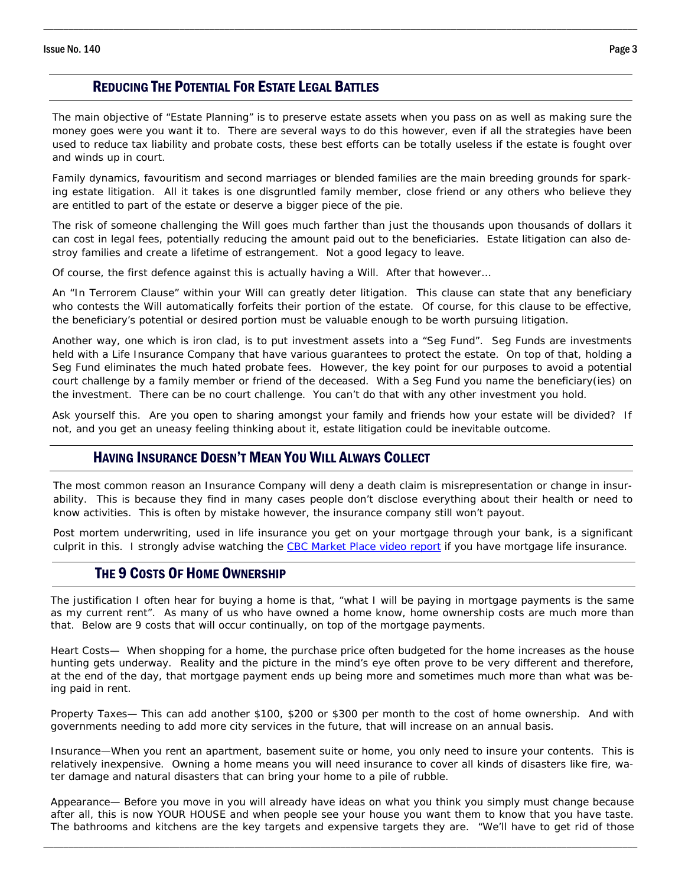## Reducing The Potential For Estate Legal Battles

The main objective of "Estate Planning" is to preserve estate assets when you pass on as well as making sure the money goes were you want it to. There are several ways to do this however, even if all the strategies have been used to reduce tax liability and probate costs, these best efforts can be totally useless if the estate is fought over and winds up in court.

Family dynamics, favouritism and second marriages or blended families are the main breeding grounds for sparking estate litigation. All it takes is one disgruntled family member, close friend or any others who believe they are entitled to part of the estate or deserve a bigger piece of the pie.

The risk of someone challenging the Will goes much farther than just the thousands upon thousands of dollars it can cost in legal fees, potentially reducing the amount paid out to the beneficiaries. Estate litigation can also destroy families and create a lifetime of estrangement. Not a good legacy to leave.

Of course, the first defence against this is actually having a Will. After that however…

An "In Terrorem Clause" within your Will can greatly deter litigation. This clause can state that any beneficiary who contests the Will automatically forfeits their portion of the estate. Of course, for this clause to be effective, the beneficiary's potential or desired portion must be valuable enough to be worth pursuing litigation.

Another way, one which is iron clad, is to put investment assets into a "Seg Fund". Seg Funds are investments held with a Life Insurance Company that have various guarantees to protect the estate. On top of that, holding a Seg Fund eliminates the much hated probate fees. However, the key point for our purposes to avoid a potential court challenge by a family member or friend of the deceased. With a Seg Fund you name the beneficiary(ies) on the investment. There can be no court challenge. You can't do that with any other investment you hold.

Ask yourself this. Are you open to sharing amongst your family and friends how your estate will be divided? If not, and you get an uneasy feeling thinking about it, estate litigation could be inevitable outcome.

## Having Insurance Doesn't Mean You Will Always Collect

The most common reason an Insurance Company will deny a death claim is misrepresentation or change in insurability. This is because they find in many cases people don't disclose everything about their health or need to know activities. This is often by mistake however, the insurance company still won't payout.

Post mortem underwriting, used in life insurance you get on your mortgage through your bank, is a significant culprit in this. I strongly advise watching the CBC Market Place video report if you have mortgage life insurance.

## The 9 Costs Of Home Ownership

The justification I often hear for buying a home is that, "what I will be paying in mortgage payments is the same as my current rent". As many of us who have owned a home know, home ownership costs are much more than that. Below are 9 costs that will occur continually, on top of the mortgage payments.

Heart Costs— When shopping for a home, the purchase price often budgeted for the home increases as the house hunting gets underway. Reality and the picture in the mind's eye often prove to be very different and therefore, at the end of the day, that mortgage payment ends up being more and sometimes much more than what was being paid in rent.

Property Taxes— This can add another $100, $200 or $300 per month to the cost of home ownership. And with governments needing to add more city services in the future, that will increase on an annual basis.

Insurance—When you rent an apartment, basement suite or home, you only need to insure your contents. This is relatively inexpensive. Owning a home means you will need insurance to cover all kinds of disasters like fire, water damage and natural disasters that can bring your home to a pile of rubble.

Appearance— Before you move in you will already have ideas on what you think you simply must change because after all, this is now YOUR HOUSE and when people see your house you want them to know that you have taste. The bathrooms and kitchens are the key targets and expensive targets they are. "We'll have to get rid of those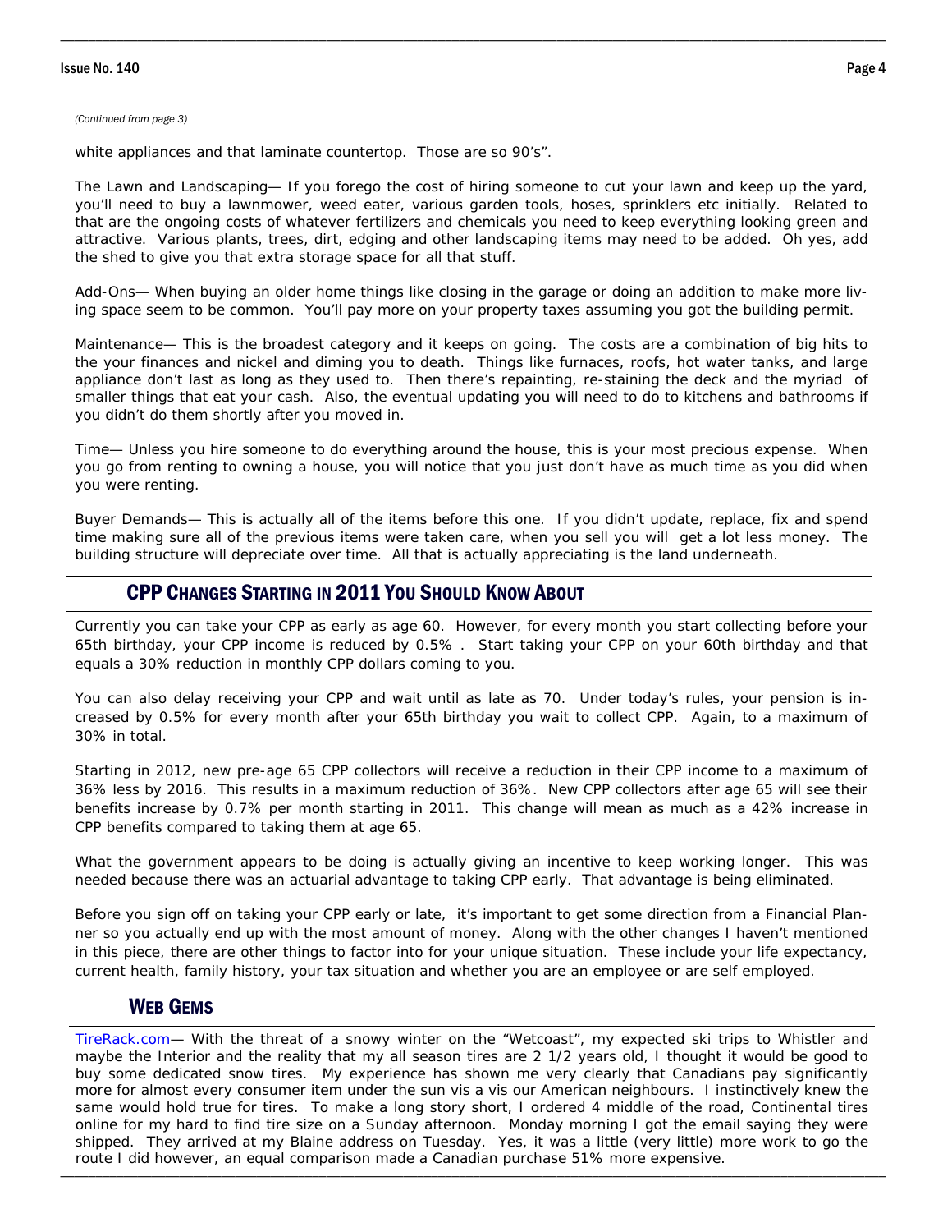*(Continued from page 3)*

white appliances and that laminate countertop. Those are so 90's".

The Lawn and Landscaping— If you forego the cost of hiring someone to cut your lawn and keep up the yard, you'll need to buy a lawnmower, weed eater, various garden tools, hoses, sprinklers etc initially. Related to that are the ongoing costs of whatever fertilizers and chemicals you need to keep everything looking green and attractive. Various plants, trees, dirt, edging and other landscaping items may need to be added. Oh yes, add the shed to give you that extra storage space for all that stuff.

Add-Ons— When buying an older home things like closing in the garage or doing an addition to make more living space seem to be common. You'll pay more on your property taxes assuming you got the building permit.

Maintenance— This is the broadest category and it keeps on going. The costs are a combination of big hits to the your finances and nickel and diming you to death. Things like furnaces, roofs, hot water tanks, and large appliance don't last as long as they used to. Then there's repainting, re-staining the deck and the myriad of smaller things that eat your cash. Also, the eventual updating you will need to do to kitchens and bathrooms if you didn't do them shortly after you moved in.

Time— Unless you hire someone to do everything around the house, this is your most precious expense. When you go from renting to owning a house, you will notice that you just don't have as much time as you did when you were renting.

Buyer Demands— This is actually all of the items before this one. If you didn't update, replace, fix and spend time making sure all of the previous items were taken care, when you sell you will get a lot less money. The building structure will depreciate over time. All that is actually appreciating is the land underneath.

## CPP Changes Starting in 2011 You Should Know About

Currently you can take your CPP as early as age 60. However, for every month you start collecting before your 65th birthday, your CPP income is reduced by 0.5% . Start taking your CPP on your 60th birthday and that equals a 30% reduction in monthly CPP dollars coming to you.

You can also delay receiving your CPP and wait until as late as 70. Under today's rules, your pension is increased by 0.5% for every month after your 65th birthday you wait to collect CPP. Again, to a maximum of 30% in total.

Starting in 2012, new pre-age 65 CPP collectors will receive a reduction in their CPP income to a maximum of 36% less by 2016. This results in a maximum reduction of 36%. New CPP collectors after age 65 will see their benefits increase by 0.7% per month starting in 2011. This change will mean as much as a 42% increase in CPP benefits compared to taking them at age 65.

What the government appears to be doing is actually giving an incentive to keep working longer. This was needed because there was an actuarial advantage to taking CPP early. That advantage is being eliminated.

Before you sign off on taking your CPP early or late, it's important to get some direction from a Financial Planner so you actually end up with the most amount of money. Along with the other changes I haven't mentioned in this piece, there are other things to factor into for your unique situation. These include your life expectancy, current health, family history, your tax situation and whether you are an employee or are self employed.

## Web Gems

TireRack.com— With the threat of a snowy winter on the "Wetcoast", my expected ski trips to Whistler and maybe the Interior and the reality that my all season tires are 2 1/2 years old, I thought it would be good to buy some dedicated snow tires. My experience has shown me very clearly that Canadians pay significantly more for almost every consumer item under the sun vis a vis our American neighbours. I instinctively knew the same would hold true for tires. To make a long story short, I ordered 4 middle of the road, Continental tires online for my hard to find tire size on a Sunday afternoon. Monday morning I got the email saying they were shipped. They arrived at my Blaine address on Tuesday. Yes, it was a little (very little) more work to go the route I did however, an equal comparison made a Canadian purchase 51% more expensive.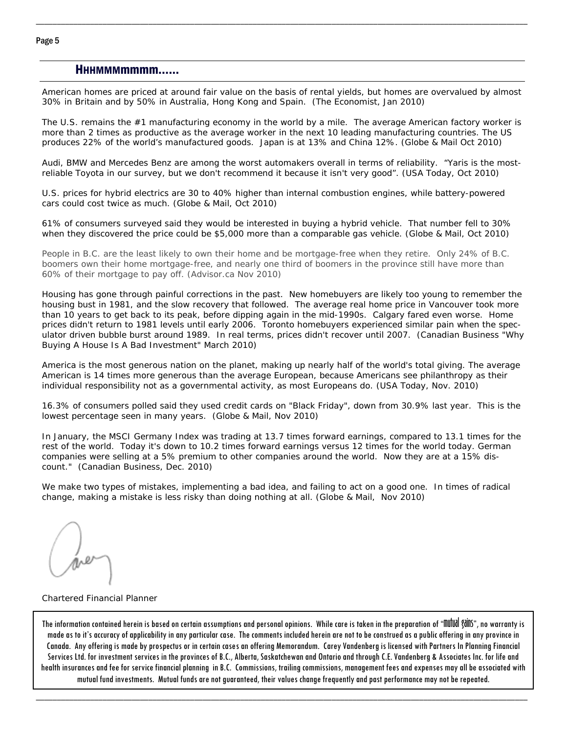## Hhhmmmmmmm......

American homes are priced at around fair value on the basis of rental yields, but homes are overvalued by almost 30% in Britain and by 50% in Australia, Hong Kong and Spain. (The Economist, Jan 2010)

The U.S. remains the #1 manufacturing economy in the world by a mile. The average American factory worker is more than 2 times as productive as the average worker in the next 10 leading manufacturing countries. The US produces 22% of the world's manufactured goods. Japan is at 13% and China 12%. (Globe & Mail Oct 2010)

Audi, BMW and Mercedes Benz are among the worst automakers overall in terms of reliability. "Yaris is the most-reliable Toyota in our survey, but we don't recommend it because it isn't very good". (USA Today, Oct 2010)

U.S. prices for hybrid electrics are 30 to 40% higher than internal combustion engines, while battery-powered cars could cost twice as much. (Globe & Mail, Oct 2010)

61% of consumers surveyed said they would be interested in buying a hybrid vehicle. That number fell to 30% when they discovered the price could be $5,000 more than a comparable gas vehicle. (Globe & Mail, Oct 2010)

People in B.C. are the least likely to own their home and be mortgage-free when they retire. Only 24% of B.C. boomers own their home mortgage-free, and nearly one third of boomers in the province still have more than 60% of their mortgage to pay off. (Advisor.ca Nov 2010)

Housing has gone through painful corrections in the past. New homebuyers are likely too young to remember the housing bust in 1981, and the slow recovery that followed. The average real home price in Vancouver took more than 10 years to get back to its peak, before dipping again in the mid-1990s. Calgary fared even worse. Home prices didn't return to 1981 levels until early 2006. Toronto homebuyers experienced similar pain when the speculator driven bubble burst around 1989. In real terms, prices didn't recover until 2007. (Canadian Business "Why Buying A House Is A Bad Investment" March 2010)

America is the most generous nation on the planet, making up nearly half of the world's total giving. The average American is 14 times more generous than the average European, because Americans see philanthropy as their individual responsibility not as a governmental activity, as most Europeans do. (USA Today, Nov. 2010)

16.3% of consumers polled said they used credit cards on "Black Friday", down from 30.9% last year. This is the lowest percentage seen in many years. (Globe & Mail, Nov 2010)

In January, the MSCI Germany Index was trading at 13.7 times forward earnings, compared to 13.1 times for the rest of the world. Today it's down to 10.2 times forward earnings versus 12 times for the world today. German companies were selling at a 5% premium to other companies around the world. Now they are at a 15% discount." (Canadian Business, Dec. 2010)

We make two types of mistakes, implementing a bad idea, and failing to act on a good one. In times of radical change, making a mistake is less risky than doing nothing at all. (Globe & Mail, Nov 2010)

Carey

Chartered Financial Planner

The information contained herein is based on certain assumptions and personal opinions. While care is taken in the preparation of "mutual gains", no warranty is made as to it's accuracy of applicability in any particular case. The comments included herein are not to be construed as a public offering in any province in Canada. Any offering is made by prospectus or in certain cases an offering Memorandum. Carey Vandenberg is licensed with Partners In Planning Financial Services Ltd. for investment services in the provinces of B.C., Alberta, Saskatchewan and Ontario and through C.E. Vandenberg & Associates Inc. for life and health insurances and fee for service financial planning in B.C. Commissions, trailing commissions, management fees and expenses may all be associated with mutual fund investments. Mutual funds are not guaranteed, their values change frequently and past performance may not be repeated.